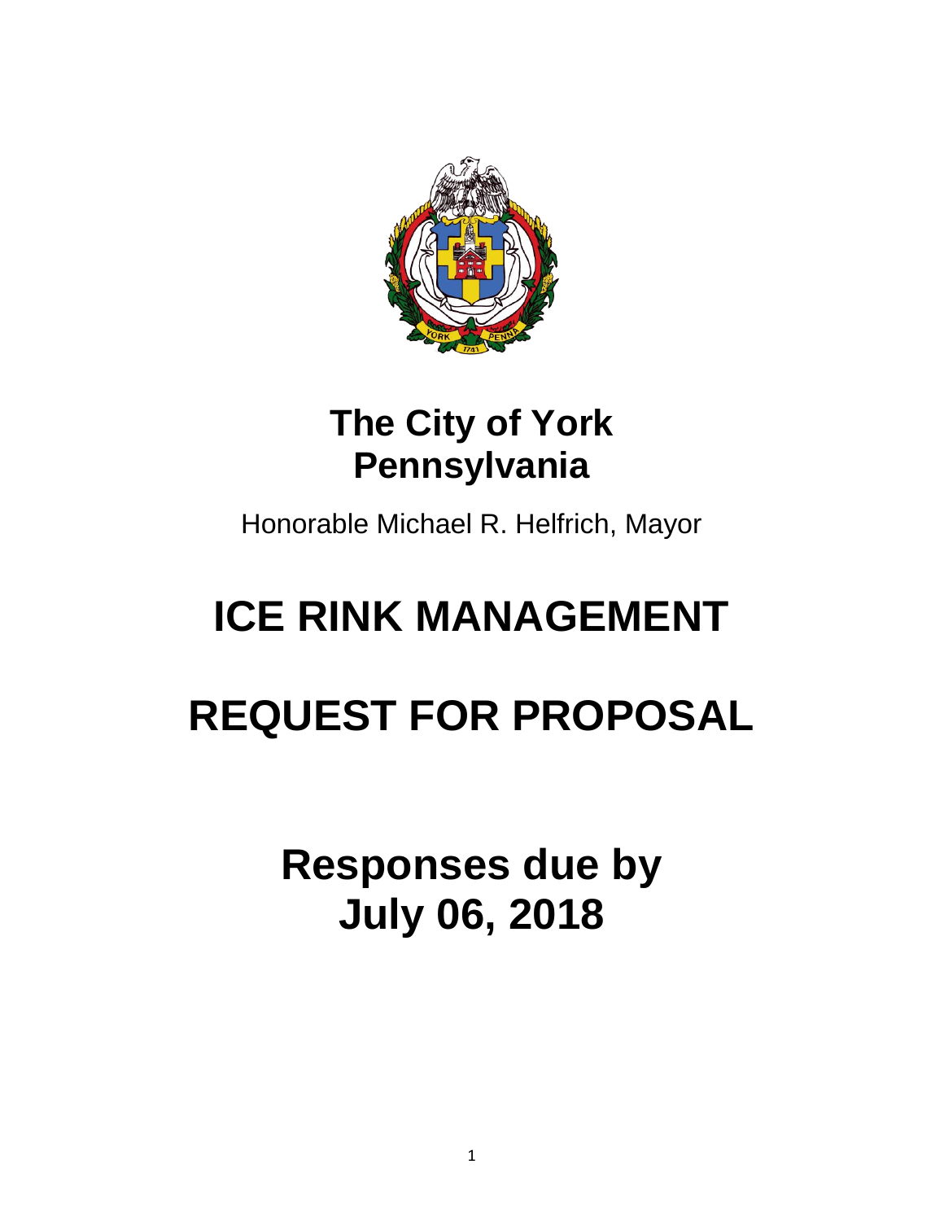# The City of York
# Pennsylvania

Honorable Michael R. Helfrich, Mayor

# ICE RINK MANAGEMENT

# REQUEST FOR PROPOSAL

## Responses due by
## July 06, 2018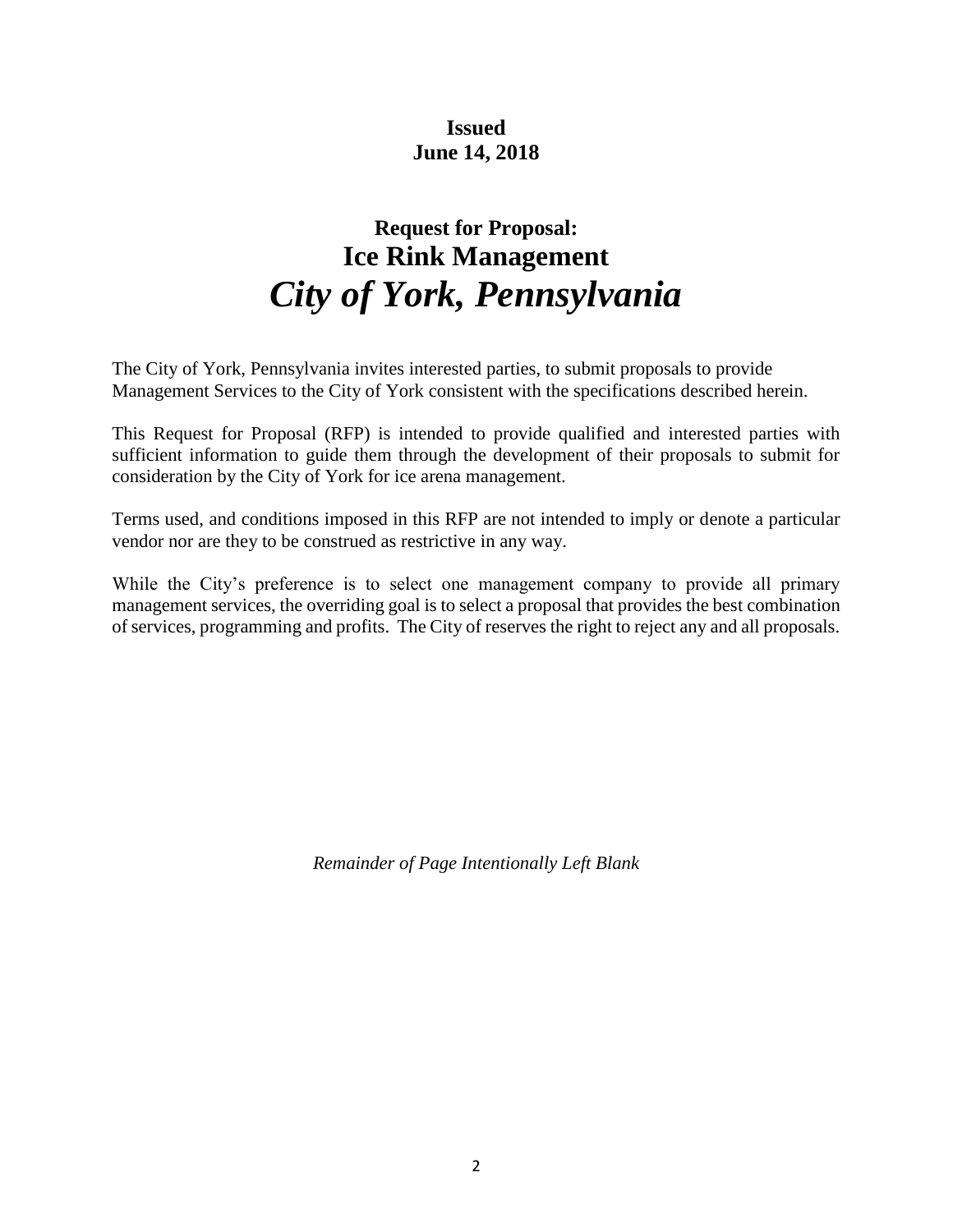**Issued**
**June 14, 2018**

# Request for Proposal:
# Ice Rink Management
# *City of York, Pennsylvania*

The City of York, Pennsylvania invites interested parties, to submit proposals to provide Management Services to the City of York consistent with the specifications described herein.

This Request for Proposal (RFP) is intended to provide qualified and interested parties with sufficient information to guide them through the development of their proposals to submit for consideration by the City of York for ice arena management.

Terms used, and conditions imposed in this RFP are not intended to imply or denote a particular vendor nor are they to be construed as restrictive in any way.

While the City's preference is to select one management company to provide all primary management services, the overriding goal is to select a proposal that provides the best combination of services, programming and profits. The City of reserves the right to reject any and all proposals.

*Remainder of Page Intentionally Left Blank*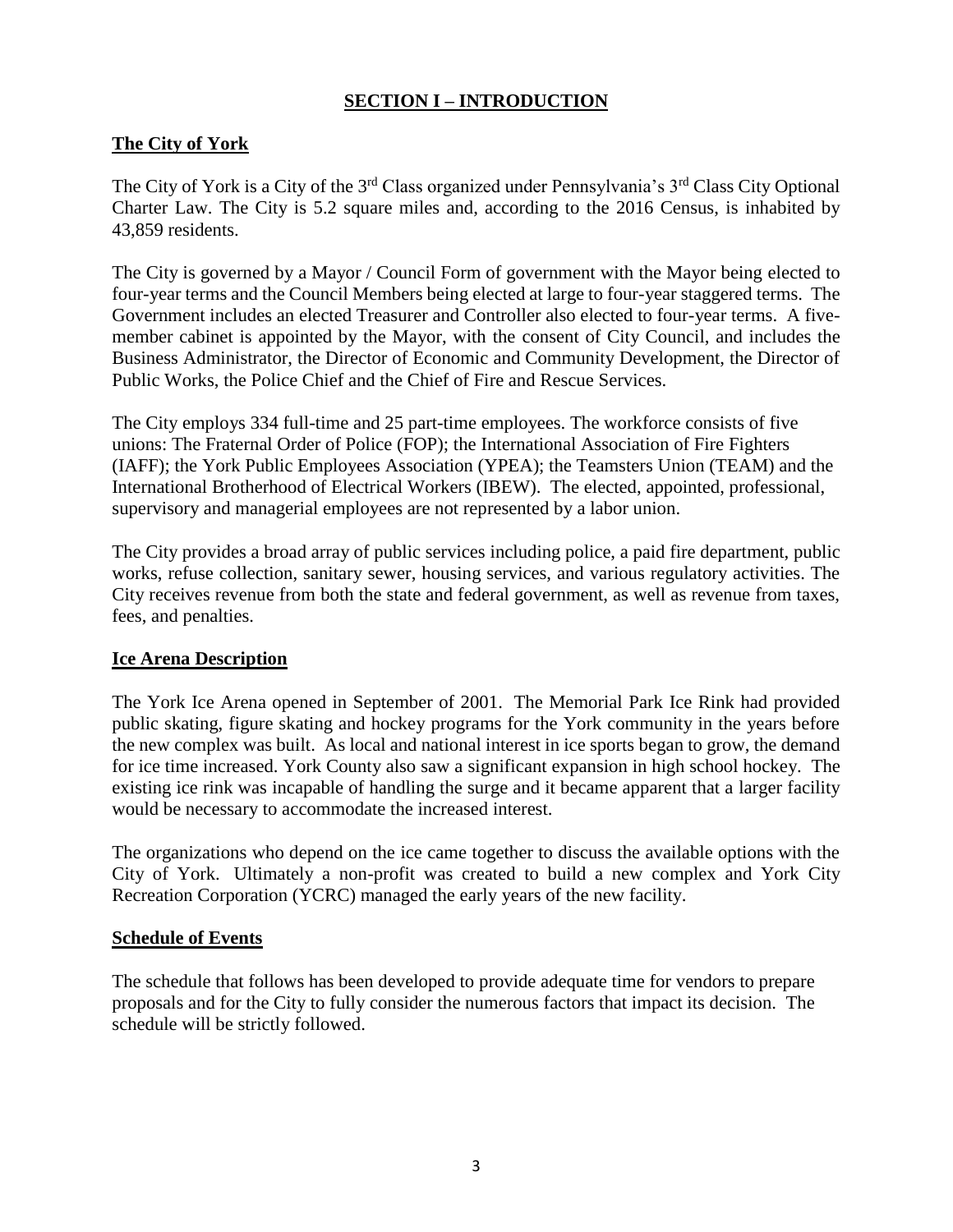# SECTION I – INTRODUCTION

## The City of York

The City of York is a City of the 3rd Class organized under Pennsylvania's 3rd Class City Optional Charter Law. The City is 5.2 square miles and, according to the 2016 Census, is inhabited by 43,859 residents.

The City is governed by a Mayor / Council Form of government with the Mayor being elected to four-year terms and the Council Members being elected at large to four-year staggered terms. The Government includes an elected Treasurer and Controller also elected to four-year terms. A five-member cabinet is appointed by the Mayor, with the consent of City Council, and includes the Business Administrator, the Director of Economic and Community Development, the Director of Public Works, the Police Chief and the Chief of Fire and Rescue Services.

The City employs 334 full-time and 25 part-time employees. The workforce consists of five unions: The Fraternal Order of Police (FOP); the International Association of Fire Fighters (IAFF); the York Public Employees Association (YPEA); the Teamsters Union (TEAM) and the International Brotherhood of Electrical Workers (IBEW). The elected, appointed, professional, supervisory and managerial employees are not represented by a labor union.

The City provides a broad array of public services including police, a paid fire department, public works, refuse collection, sanitary sewer, housing services, and various regulatory activities. The City receives revenue from both the state and federal government, as well as revenue from taxes, fees, and penalties.

## Ice Arena Description

The York Ice Arena opened in September of 2001. The Memorial Park Ice Rink had provided public skating, figure skating and hockey programs for the York community in the years before the new complex was built. As local and national interest in ice sports began to grow, the demand for ice time increased. York County also saw a significant expansion in high school hockey. The existing ice rink was incapable of handling the surge and it became apparent that a larger facility would be necessary to accommodate the increased interest.

The organizations who depend on the ice came together to discuss the available options with the City of York. Ultimately a non-profit was created to build a new complex and York City Recreation Corporation (YCRC) managed the early years of the new facility.

## Schedule of Events

The schedule that follows has been developed to provide adequate time for vendors to prepare proposals and for the City to fully consider the numerous factors that impact its decision. The schedule will be strictly followed.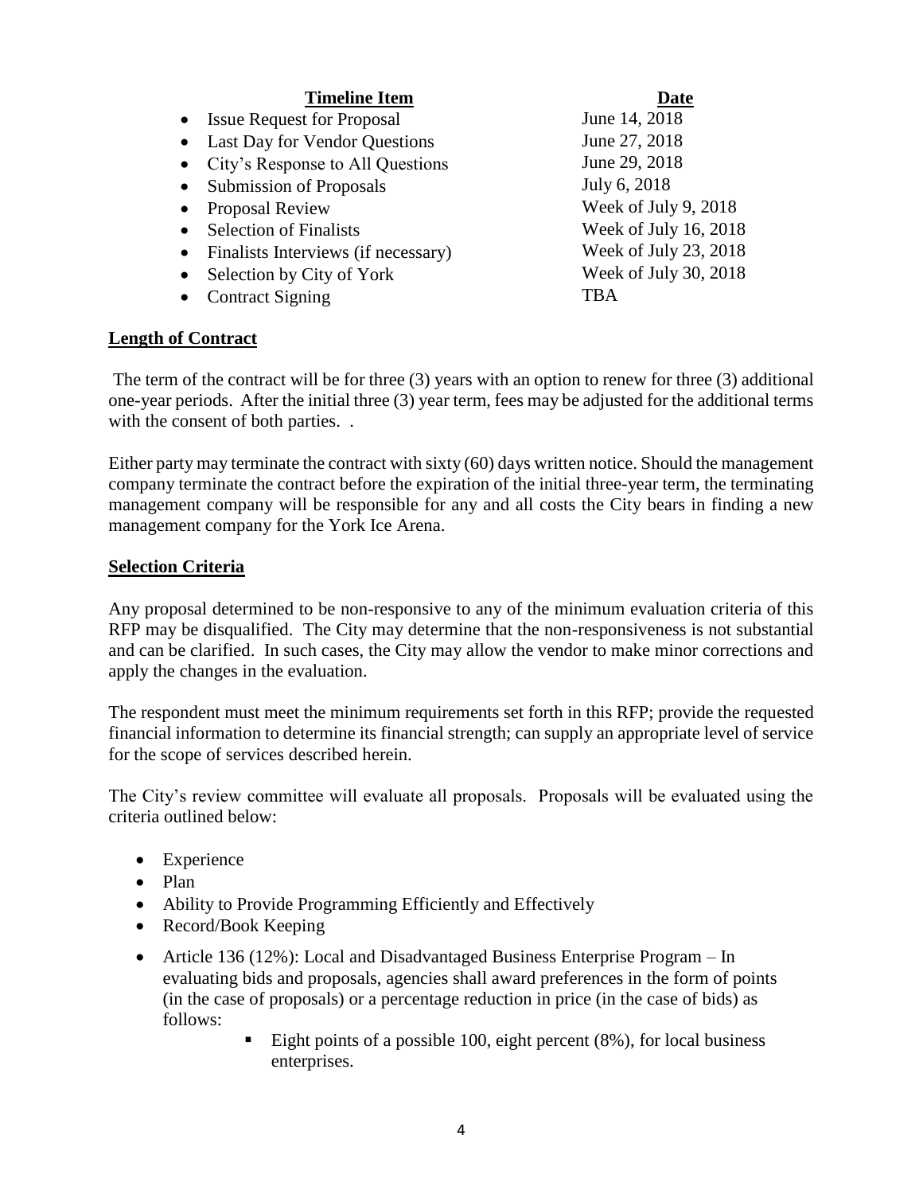| Timeline Item | Date |
|---|---|
| • Issue Request for Proposal | June 14, 2018 |
| • Last Day for Vendor Questions | June 27, 2018 |
| • City's Response to All Questions | June 29, 2018 |
| • Submission of Proposals | July 6, 2018 |
| • Proposal Review | Week of July 9, 2018 |
| • Selection of Finalists | Week of July 16, 2018 |
| • Finalists Interviews (if necessary) | Week of July 23, 2018 |
| • Selection by City of York | Week of July 30, 2018 |
| • Contract Signing | TBA |

**Length of Contract**

The term of the contract will be for three (3) years with an option to renew for three (3) additional one-year periods. After the initial three (3) year term, fees may be adjusted for the additional terms with the consent of both parties. .

Either party may terminate the contract with sixty (60) days written notice. Should the management company terminate the contract before the expiration of the initial three-year term, the terminating management company will be responsible for any and all costs the City bears in finding a new management company for the York Ice Arena.

**Selection Criteria**

Any proposal determined to be non-responsive to any of the minimum evaluation criteria of this RFP may be disqualified. The City may determine that the non-responsiveness is not substantial and can be clarified. In such cases, the City may allow the vendor to make minor corrections and apply the changes in the evaluation.

The respondent must meet the minimum requirements set forth in this RFP; provide the requested financial information to determine its financial strength; can supply an appropriate level of service for the scope of services described herein.

The City's review committee will evaluate all proposals. Proposals will be evaluated using the criteria outlined below:

- Experience
- Plan
- Ability to Provide Programming Efficiently and Effectively
- Record/Book Keeping
- Article 136 (12%): Local and Disadvantaged Business Enterprise Program – In evaluating bids and proposals, agencies shall award preferences in the form of points (in the case of proposals) or a percentage reduction in price (in the case of bids) as follows:
    - Eight points of a possible 100, eight percent (8%), for local business enterprises.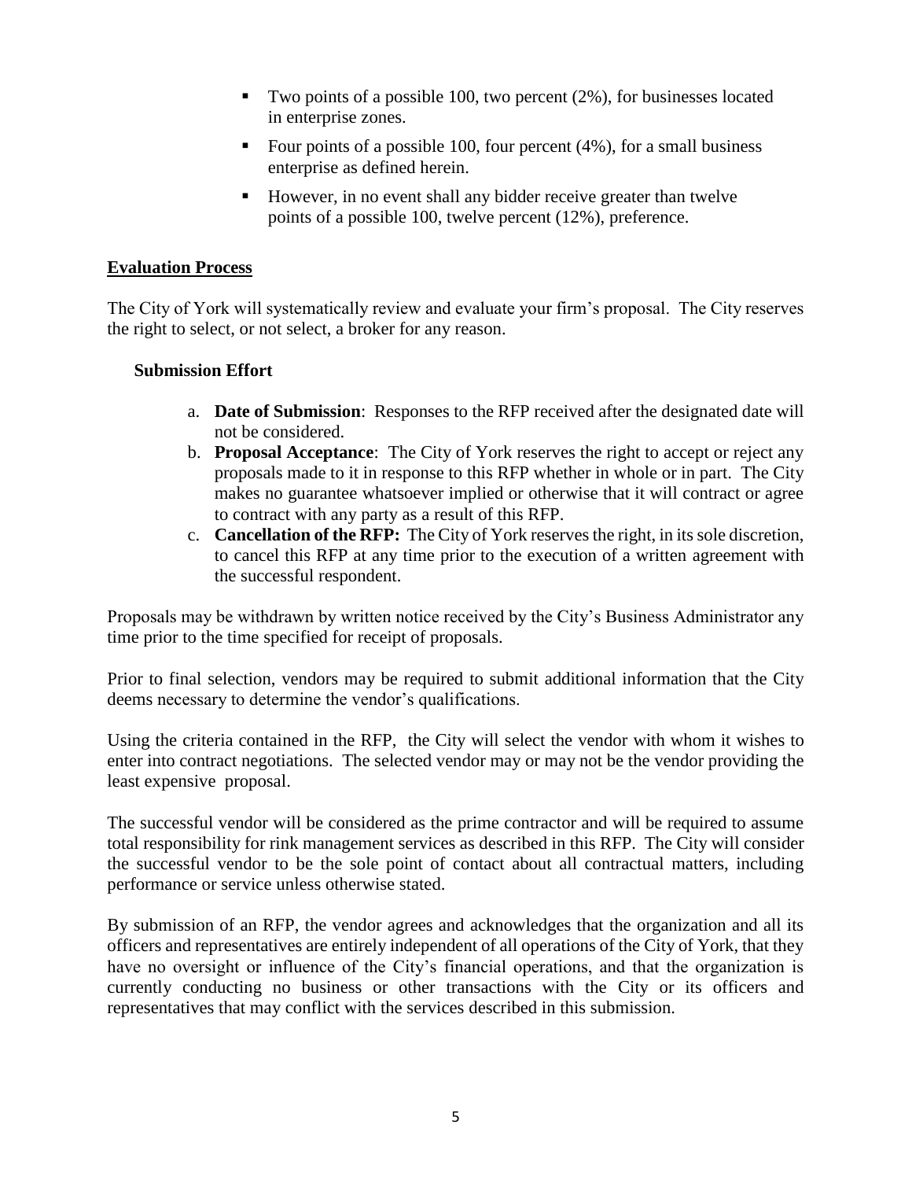- Two points of a possible 100, two percent (2%), for businesses located in enterprise zones.
- Four points of a possible 100, four percent (4%), for a small business enterprise as defined herein.
- However, in no event shall any bidder receive greater than twelve points of a possible 100, twelve percent (12%), preference.

## Evaluation Process

The City of York will systematically review and evaluate your firm's proposal. The City reserves the right to select, or not select, a broker for any reason.

### Submission Effort

a. **Date of Submission**: Responses to the RFP received after the designated date will not be considered.
b. **Proposal Acceptance**: The City of York reserves the right to accept or reject any proposals made to it in response to this RFP whether in whole or in part. The City makes no guarantee whatsoever implied or otherwise that it will contract or agree to contract with any party as a result of this RFP.
c. **Cancellation of the RFP:** The City of York reserves the right, in its sole discretion, to cancel this RFP at any time prior to the execution of a written agreement with the successful respondent.

Proposals may be withdrawn by written notice received by the City's Business Administrator any time prior to the time specified for receipt of proposals.

Prior to final selection, vendors may be required to submit additional information that the City deems necessary to determine the vendor's qualifications.

Using the criteria contained in the RFP, the City will select the vendor with whom it wishes to enter into contract negotiations. The selected vendor may or may not be the vendor providing the least expensive proposal.

The successful vendor will be considered as the prime contractor and will be required to assume total responsibility for rink management services as described in this RFP. The City will consider the successful vendor to be the sole point of contact about all contractual matters, including performance or service unless otherwise stated.

By submission of an RFP, the vendor agrees and acknowledges that the organization and all its officers and representatives are entirely independent of all operations of the City of York, that they have no oversight or influence of the City's financial operations, and that the organization is currently conducting no business or other transactions with the City or its officers and representatives that may conflict with the services described in this submission.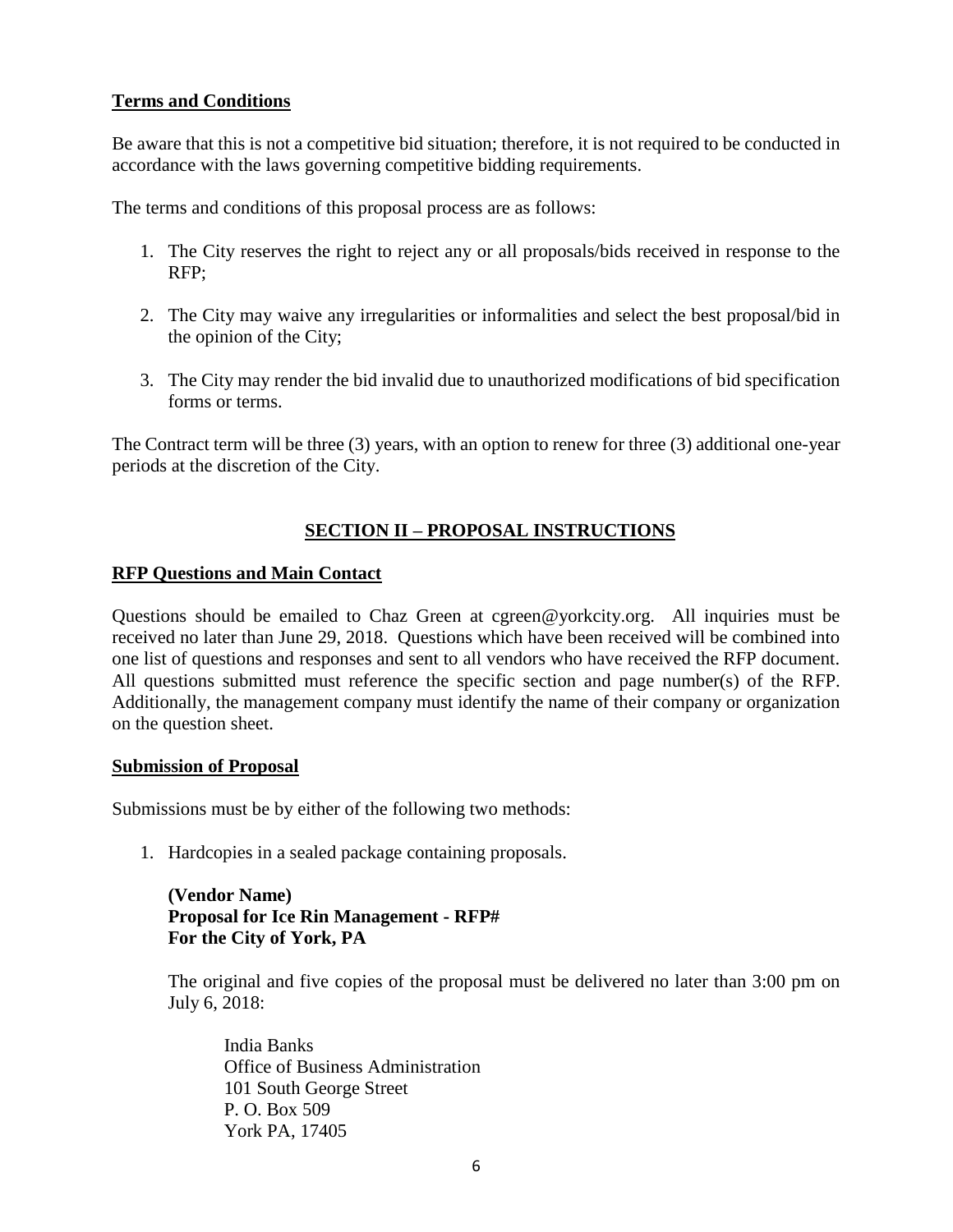**Terms and Conditions**

Be aware that this is not a competitive bid situation; therefore, it is not required to be conducted in accordance with the laws governing competitive bidding requirements.

The terms and conditions of this proposal process are as follows:

1. The City reserves the right to reject any or all proposals/bids received in response to the RFP;

2. The City may waive any irregularities or informalities and select the best proposal/bid in the opinion of the City;

3. The City may render the bid invalid due to unauthorized modifications of bid specification forms or terms.

The Contract term will be three (3) years, with an option to renew for three (3) additional one-year periods at the discretion of the City.

## SECTION II – PROPOSAL INSTRUCTIONS

**RFP Questions and Main Contact**

Questions should be emailed to Chaz Green at cgreen@yorkcity.org. All inquiries must be received no later than June 29, 2018. Questions which have been received will be combined into one list of questions and responses and sent to all vendors who have received the RFP document. All questions submitted must reference the specific section and page number(s) of the RFP. Additionally, the management company must identify the name of their company or organization on the question sheet.

**Submission of Proposal**

Submissions must be by either of the following two methods:

1. Hardcopies in a sealed package containing proposals.

   **(Vendor Name)**
   **Proposal for Ice Rin Management - RFP#**
   **For the City of York, PA**

   The original and five copies of the proposal must be delivered no later than 3:00 pm on July 6, 2018:

   India Banks
   Office of Business Administration
   101 South George Street
   P. O. Box 509
   York PA, 17405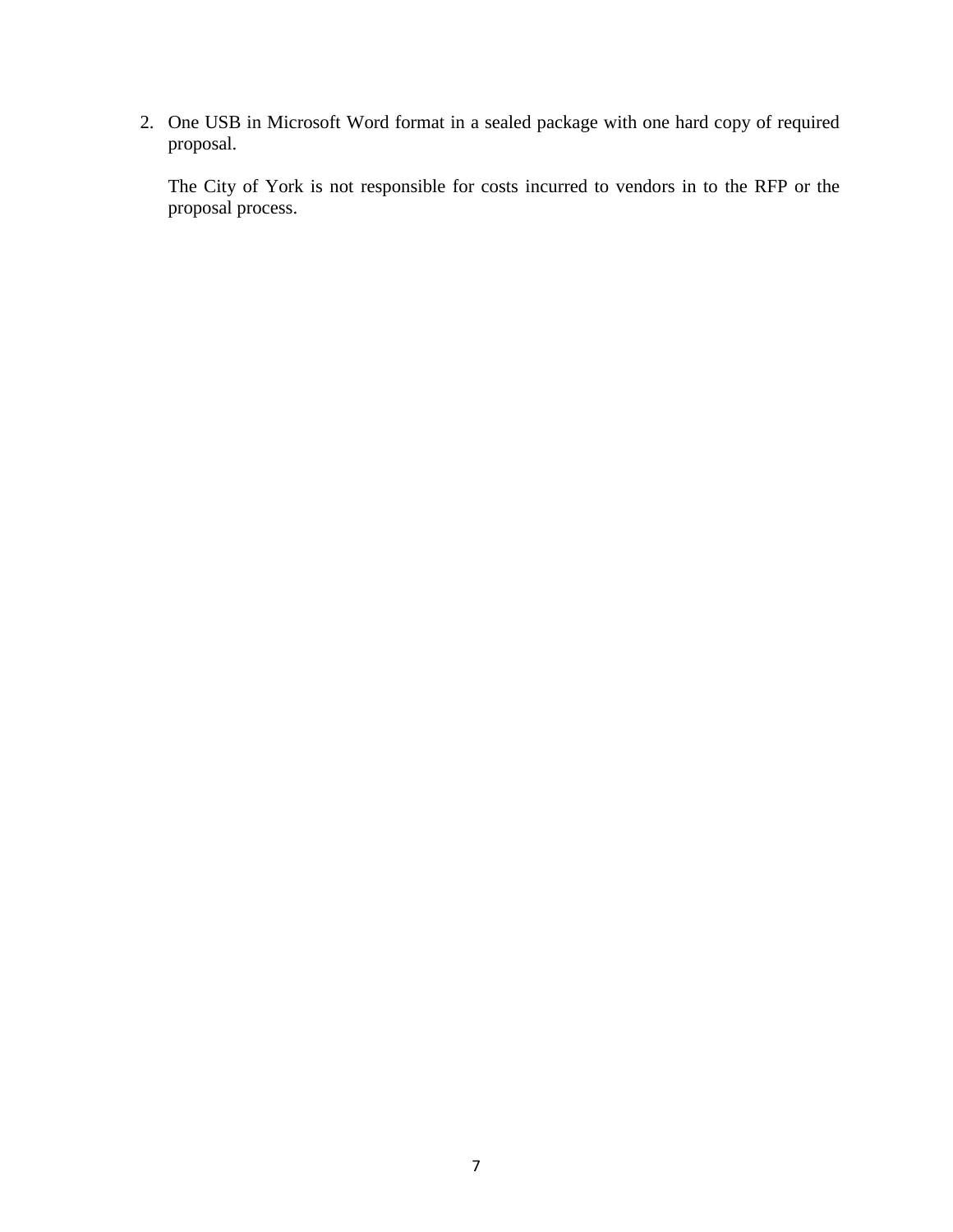2. One USB in Microsoft Word format in a sealed package with one hard copy of required proposal.

   The City of York is not responsible for costs incurred to vendors in to the RFP or the proposal process.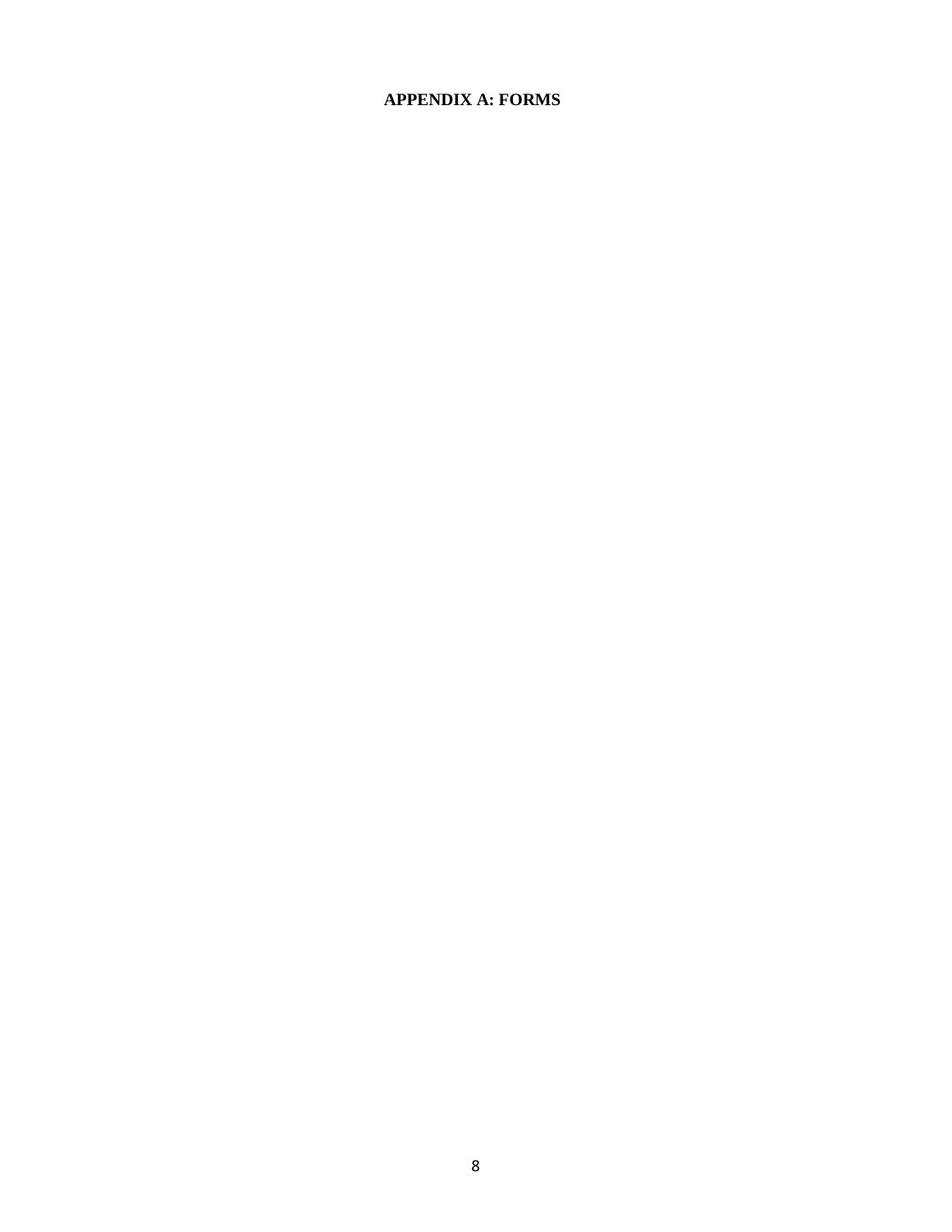**APPENDIX A: FORMS**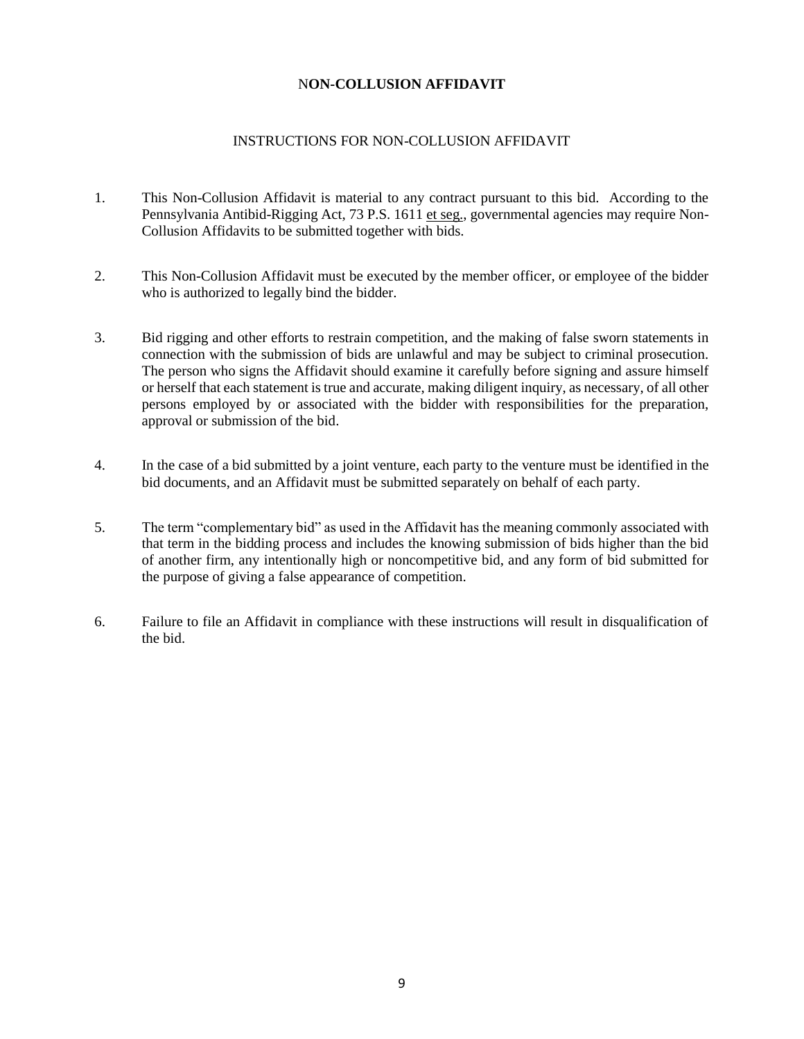# NON-COLLUSION AFFIDAVIT

## INSTRUCTIONS FOR NON-COLLUSION AFFIDAVIT

1. This Non-Collusion Affidavit is material to any contract pursuant to this bid. According to the Pennsylvania Antibid-Rigging Act, 73 P.S. 1611 et seq., governmental agencies may require Non-Collusion Affidavits to be submitted together with bids.

2. This Non-Collusion Affidavit must be executed by the member officer, or employee of the bidder who is authorized to legally bind the bidder.

3. Bid rigging and other efforts to restrain competition, and the making of false sworn statements in connection with the submission of bids are unlawful and may be subject to criminal prosecution. The person who signs the Affidavit should examine it carefully before signing and assure himself or herself that each statement is true and accurate, making diligent inquiry, as necessary, of all other persons employed by or associated with the bidder with responsibilities for the preparation, approval or submission of the bid.

4. In the case of a bid submitted by a joint venture, each party to the venture must be identified in the bid documents, and an Affidavit must be submitted separately on behalf of each party.

5. The term "complementary bid" as used in the Affidavit has the meaning commonly associated with that term in the bidding process and includes the knowing submission of bids higher than the bid of another firm, any intentionally high or noncompetitive bid, and any form of bid submitted for the purpose of giving a false appearance of competition.

6. Failure to file an Affidavit in compliance with these instructions will result in disqualification of the bid.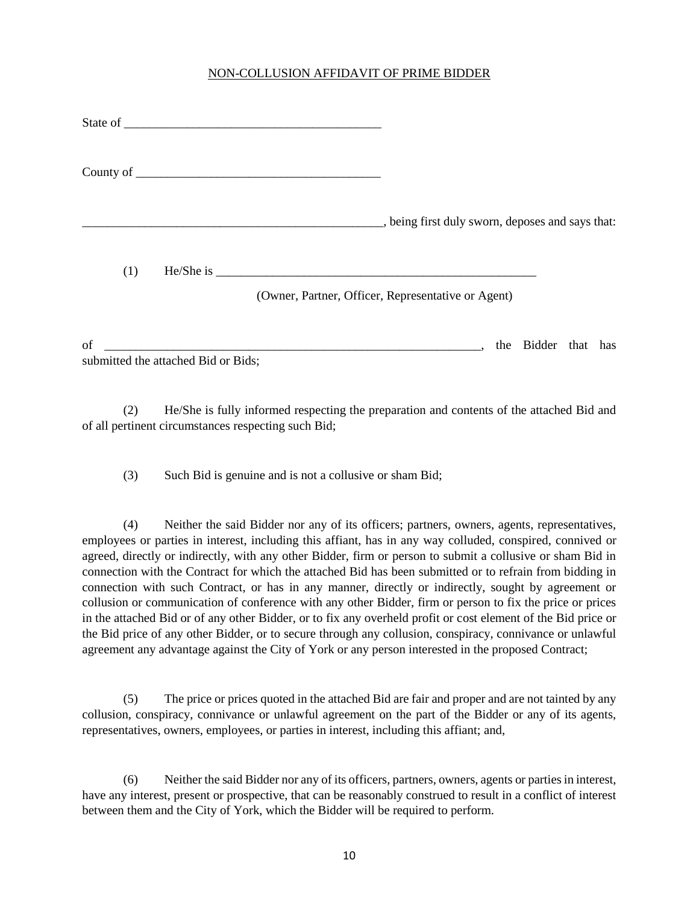# NON-COLLUSION AFFIDAVIT OF PRIME BIDDER

State of ___________________________________________

County of _________________________________________

__________________________________________________, being first duly sworn, deposes and says that:

(1) He/She is _______________________________________________________

(Owner, Partner, Officer, Representative or Agent)

of _________________________________________________________________, the Bidder that has submitted the attached Bid or Bids;

(2) He/She is fully informed respecting the preparation and contents of the attached Bid and of all pertinent circumstances respecting such Bid;

(3) Such Bid is genuine and is not a collusive or sham Bid;

(4) Neither the said Bidder nor any of its officers; partners, owners, agents, representatives, employees or parties in interest, including this affiant, has in any way colluded, conspired, connived or agreed, directly or indirectly, with any other Bidder, firm or person to submit a collusive or sham Bid in connection with the Contract for which the attached Bid has been submitted or to refrain from bidding in connection with such Contract, or has in any manner, directly or indirectly, sought by agreement or collusion or communication of conference with any other Bidder, firm or person to fix the price or prices in the attached Bid or of any other Bidder, or to fix any overheld profit or cost element of the Bid price or the Bid price of any other Bidder, or to secure through any collusion, conspiracy, connivance or unlawful agreement any advantage against the City of York or any person interested in the proposed Contract;

(5) The price or prices quoted in the attached Bid are fair and proper and are not tainted by any collusion, conspiracy, connivance or unlawful agreement on the part of the Bidder or any of its agents, representatives, owners, employees, or parties in interest, including this affiant; and,

(6) Neither the said Bidder nor any of its officers, partners, owners, agents or parties in interest, have any interest, present or prospective, that can be reasonably construed to result in a conflict of interest between them and the City of York, which the Bidder will be required to perform.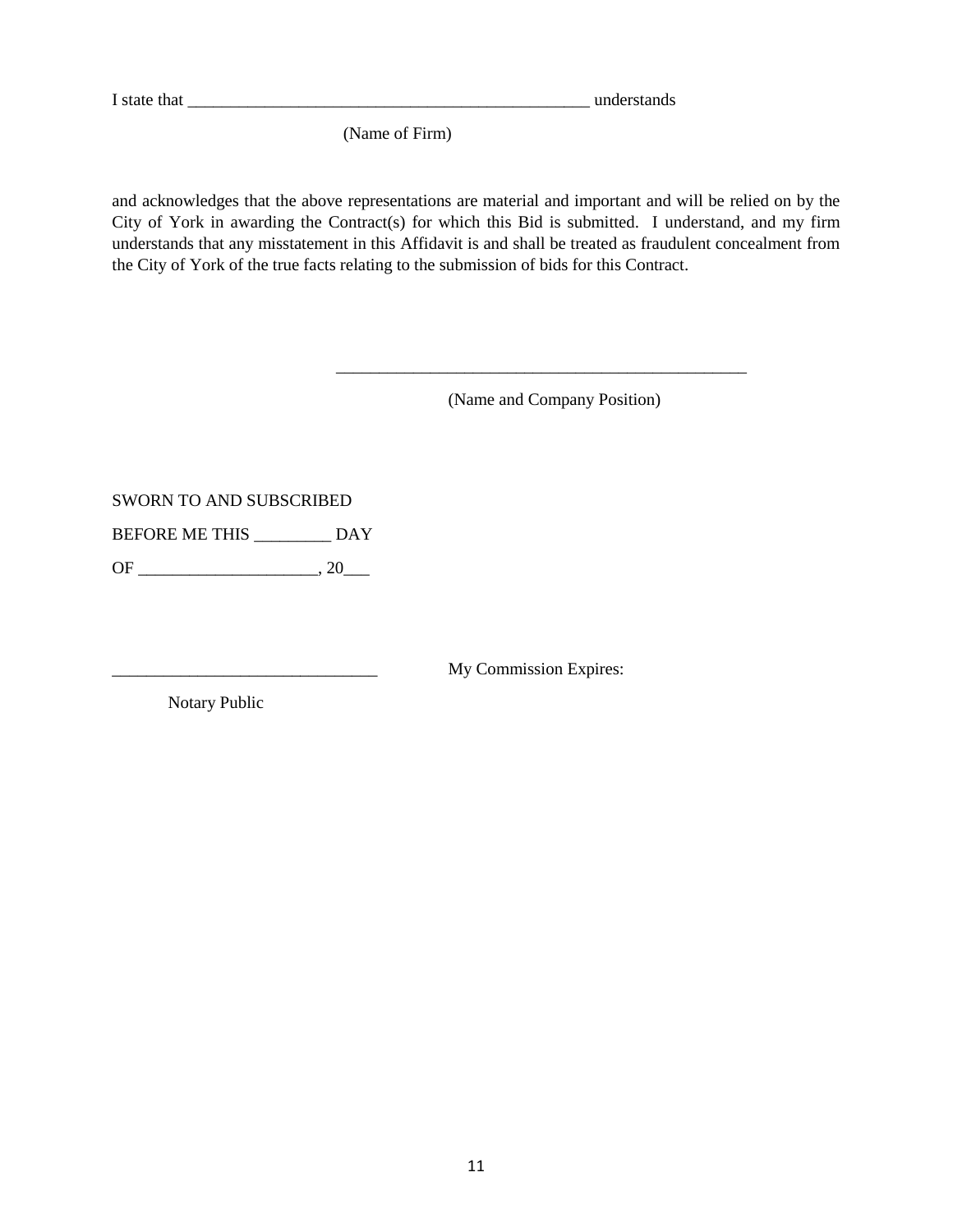I state that ________________________________________________ understands

(Name of Firm)

and acknowledges that the above representations are material and important and will be relied on by the City of York in awarding the Contract(s) for which this Bid is submitted. I understand, and my firm understands that any misstatement in this Affidavit is and shall be treated as fraudulent concealment from the City of York of the true facts relating to the submission of bids for this Contract.

__________________________________________________

(Name and Company Position)

SWORN TO AND SUBSCRIBED

BEFORE ME THIS _________ DAY

OF ____________________, 20___

_______________________________ My Commission Expires:

Notary Public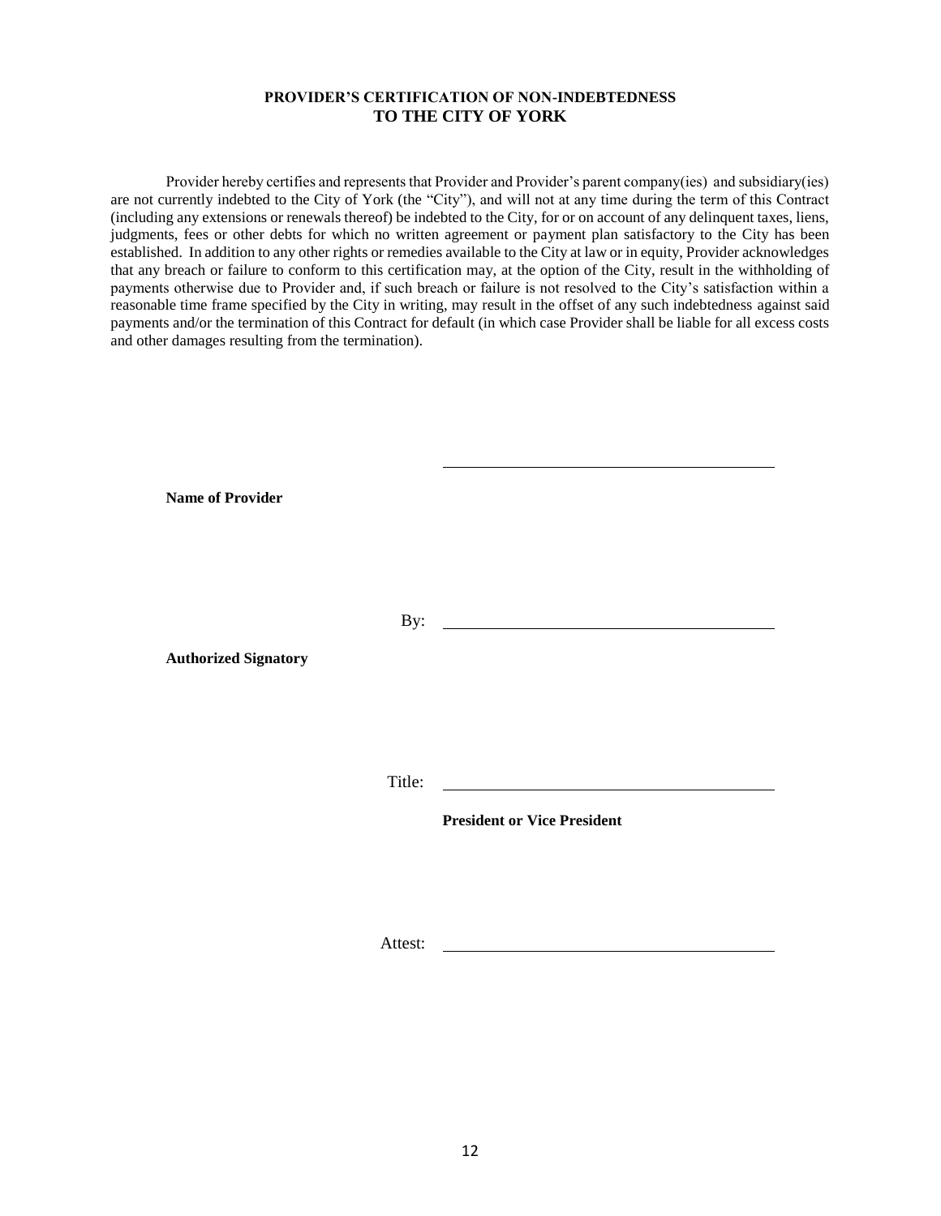## PROVIDER'S CERTIFICATION OF NON-INDEBTEDNESS TO THE CITY OF YORK

Provider hereby certifies and represents that Provider and Provider's parent company(ies) and subsidiary(ies) are not currently indebted to the City of York (the "City"), and will not at any time during the term of this Contract (including any extensions or renewals thereof) be indebted to the City, for or on account of any delinquent taxes, liens, judgments, fees or other debts for which no written agreement or payment plan satisfactory to the City has been established. In addition to any other rights or remedies available to the City at law or in equity, Provider acknowledges that any breach or failure to conform to this certification may, at the option of the City, result in the withholding of payments otherwise due to Provider and, if such breach or failure is not resolved to the City's satisfaction within a reasonable time frame specified by the City in writing, may result in the offset of any such indebtedness against said payments and/or the termination of this Contract for default (in which case Provider shall be liable for all excess costs and other damages resulting from the termination).

\_\_\_\_\_\_\_\_\_\_\_\_\_\_\_\_\_\_\_\_\_\_\_\_\_\_\_\_\_\_\_\_\_\_\_\_\_\_

**Name of Provider**

By: \_\_\_\_\_\_\_\_\_\_\_\_\_\_\_\_\_\_\_\_\_\_\_\_\_\_\_\_\_\_\_\_\_\_\_\_\_\_

**Authorized Signatory**

Title: \_\_\_\_\_\_\_\_\_\_\_\_\_\_\_\_\_\_\_\_\_\_\_\_\_\_\_\_\_\_\_\_\_\_\_\_\_\_

**President or Vice President**

Attest: \_\_\_\_\_\_\_\_\_\_\_\_\_\_\_\_\_\_\_\_\_\_\_\_\_\_\_\_\_\_\_\_\_\_\_\_\_\_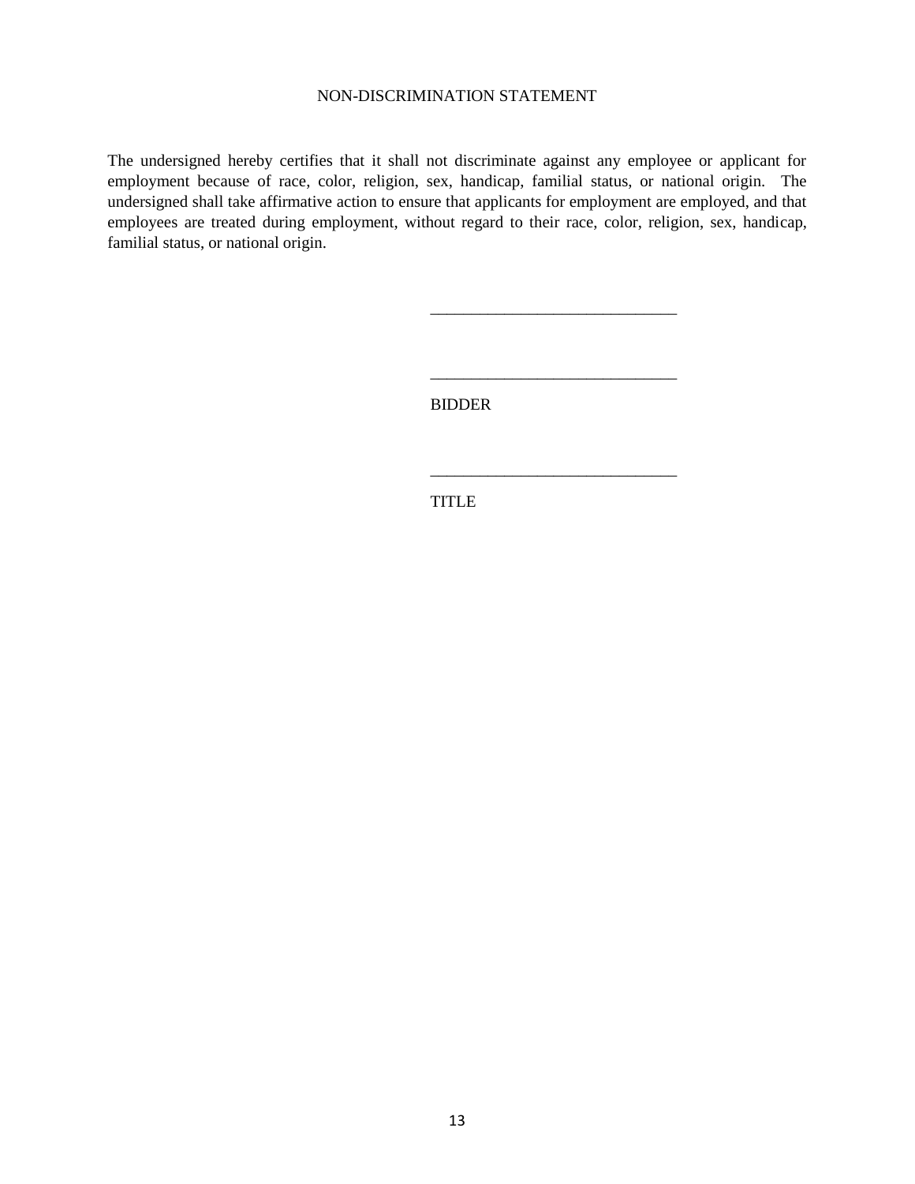# NON-DISCRIMINATION STATEMENT

The undersigned hereby certifies that it shall not discriminate against any employee or applicant for employment because of race, color, religion, sex, handicap, familial status, or national origin. The undersigned shall take affirmative action to ensure that applicants for employment are employed, and that employees are treated during employment, without regard to their race, color, religion, sex, handicap, familial status, or national origin.

______________________________

______________________________

BIDDER

______________________________

TITLE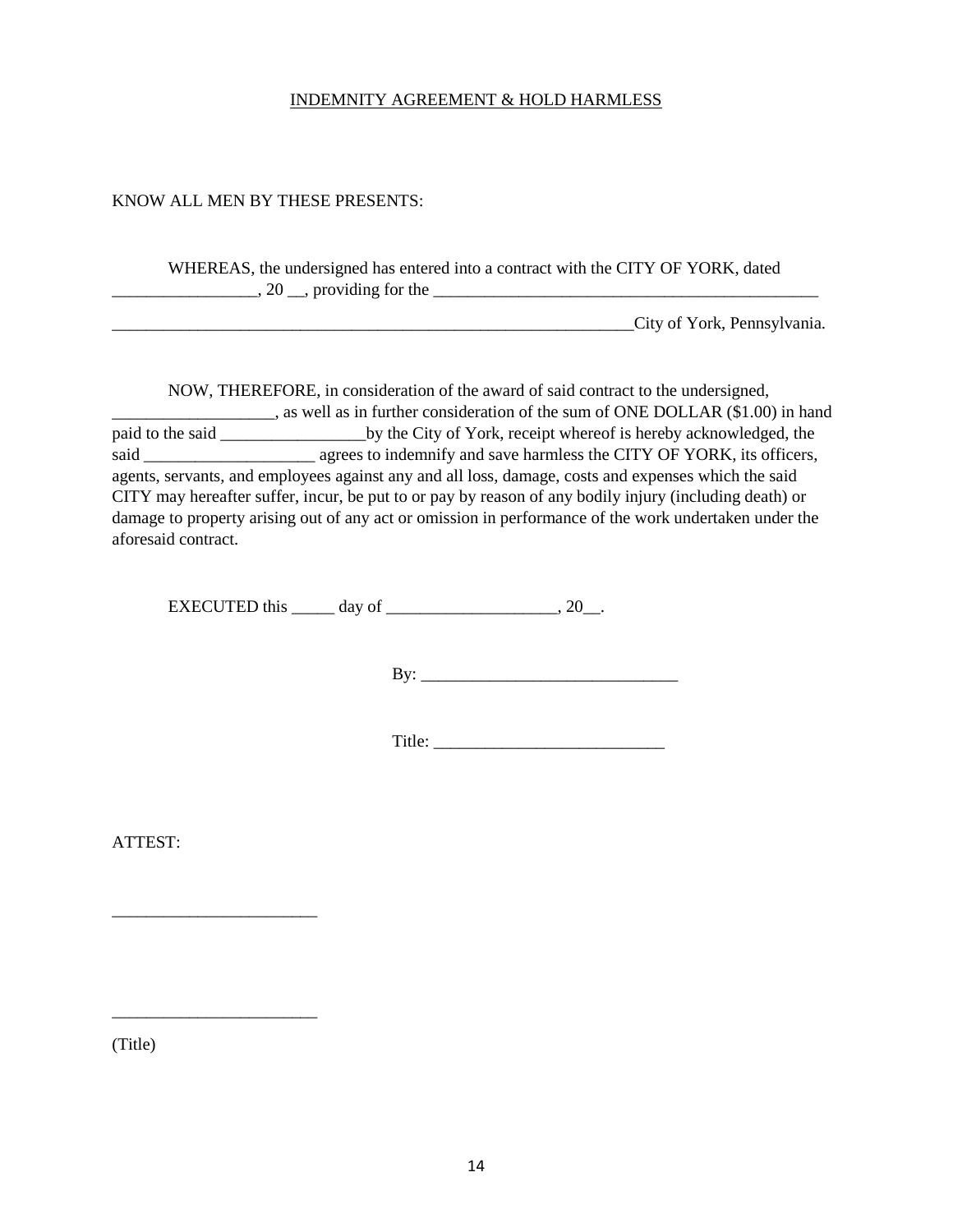<u>INDEMNITY AGREEMENT & HOLD HARMLESS</u>

KNOW ALL MEN BY THESE PRESENTS:

WHEREAS, the undersigned has entered into a contract with the CITY OF YORK, dated _________________, 20 __, providing for the ______________________________________________

________________________________________________________________City of York, Pennsylvania.

NOW, THEREFORE, in consideration of the award of said contract to the undersigned, ___________________, as well as in further consideration of the sum of ONE DOLLAR ($1.00) in hand paid to the said _________________by the City of York, receipt whereof is hereby acknowledged, the said ____________________ agrees to indemnify and save harmless the CITY OF YORK, its officers, agents, servants, and employees against any and all loss, damage, costs and expenses which the said CITY may hereafter suffer, incur, be put to or pay by reason of any bodily injury (including death) or damage to property arising out of any act or omission in performance of the work undertaken under the aforesaid contract.

EXECUTED this _____ day of ____________________, 20__.

By: ______________________________

Title: ___________________________

ATTEST:

________________________

________________________

(Title)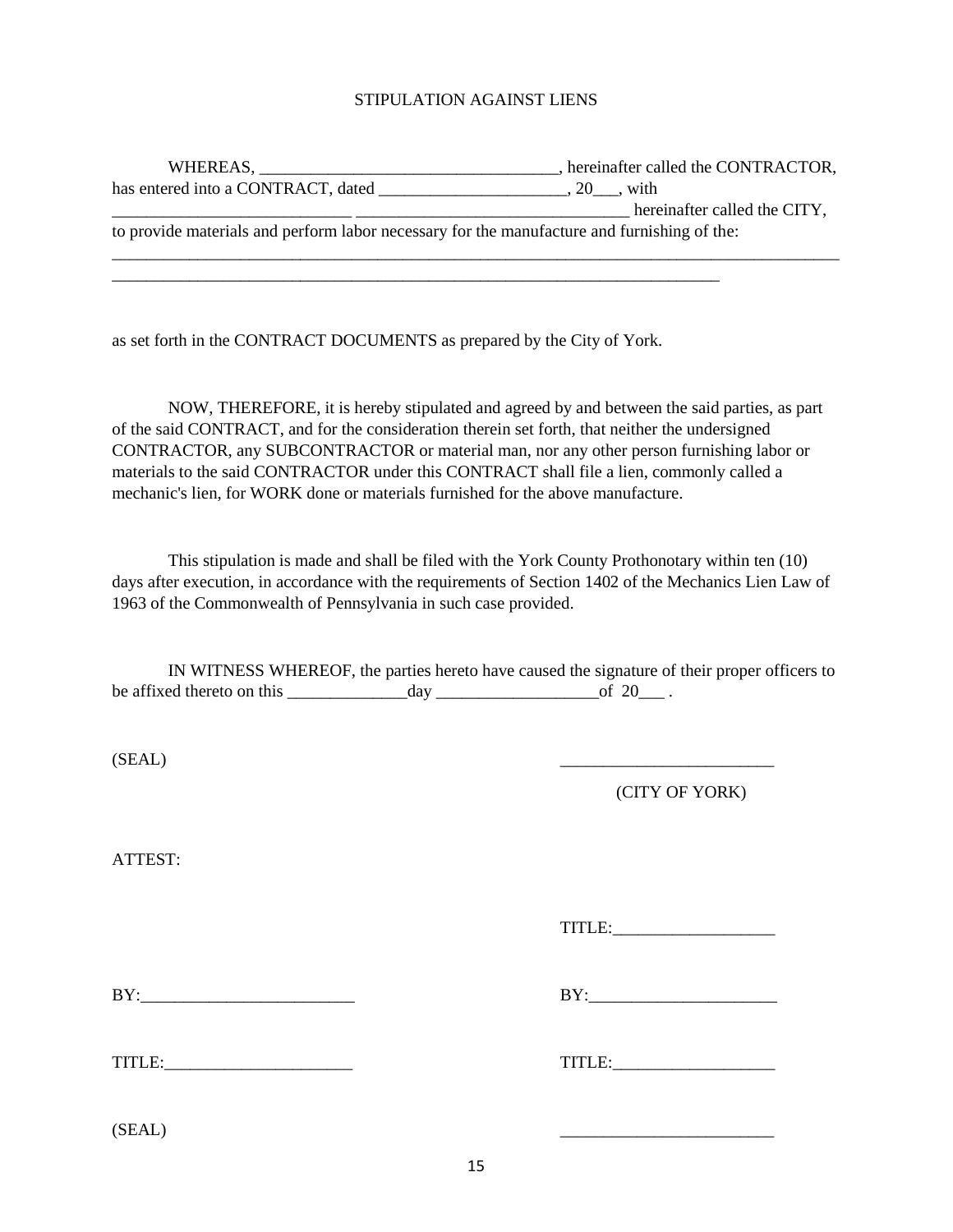# STIPULATION AGAINST LIENS

WHEREAS, ___________________________________, hereinafter called the CONTRACTOR, has entered into a CONTRACT, dated ______________________, 20___, with ____________________________ _______________________________ hereinafter called the CITY, to provide materials and perform labor necessary for the manufacture and furnishing of the:

_________________________________________________________________________________________

___________________________________________________________________________

as set forth in the CONTRACT DOCUMENTS as prepared by the City of York.

NOW, THEREFORE, it is hereby stipulated and agreed by and between the said parties, as part of the said CONTRACT, and for the consideration therein set forth, that neither the undersigned CONTRACTOR, any SUBCONTRACTOR or material man, nor any other person furnishing labor or materials to the said CONTRACTOR under this CONTRACT shall file a lien, commonly called a mechanic's lien, for WORK done or materials furnished for the above manufacture.

This stipulation is made and shall be filed with the York County Prothonotary within ten (10) days after execution, in accordance with the requirements of Section 1402 of the Mechanics Lien Law of 1963 of the Commonwealth of Pennsylvania in such case provided.

IN WITNESS WHEREOF, the parties hereto have caused the signature of their proper officers to be affixed thereto on this ______________day ___________________of 20___ .

(SEAL) _________________________

(CITY OF YORK)

ATTEST:

TITLE:___________________

BY:_________________________ BY:______________________

TITLE:______________________ TITLE:___________________

(SEAL) _________________________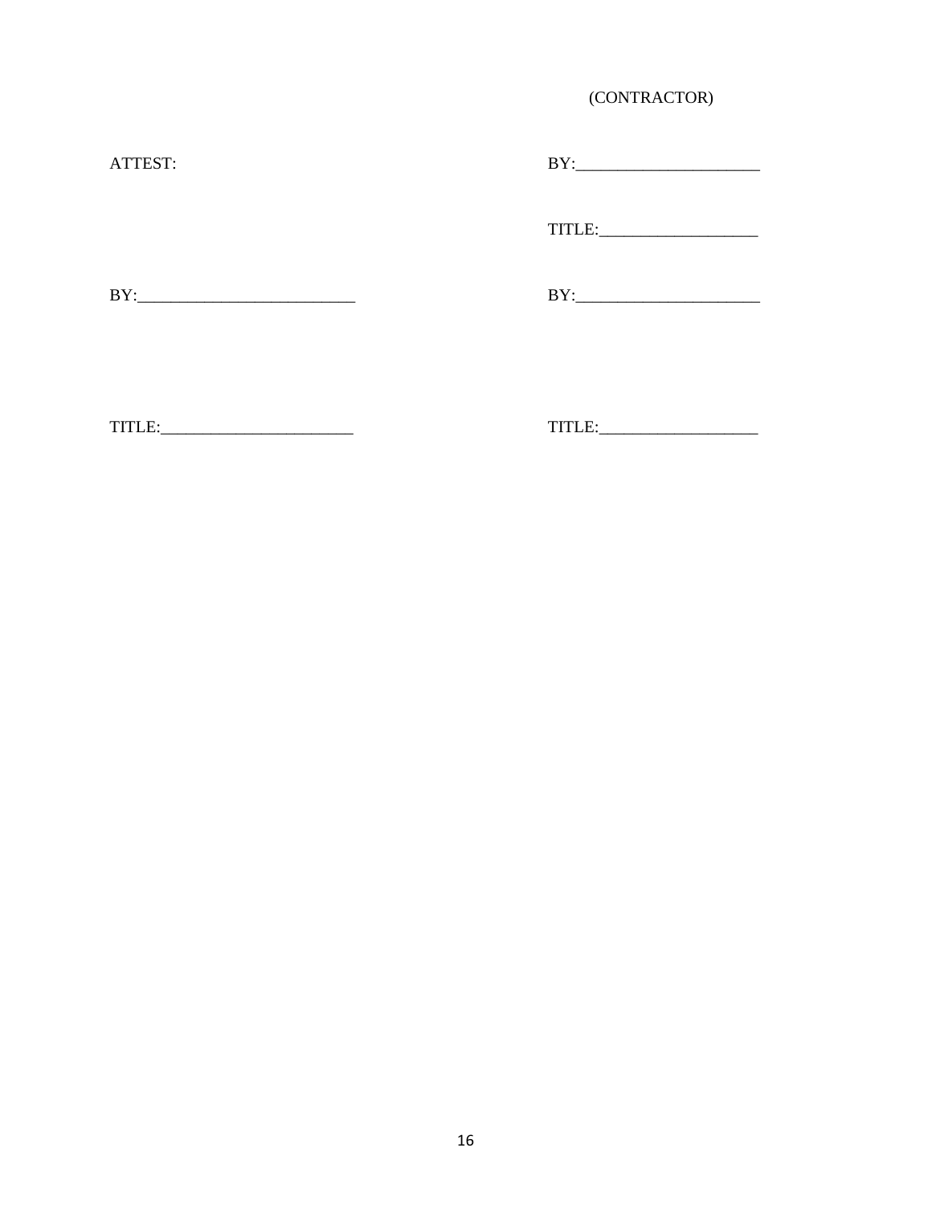(CONTRACTOR)

| | |
|---|---|
| ATTEST: | BY:______________________ |
| | TITLE:___________________ |
| BY:__________________________ | BY:______________________ |
| TITLE:_______________________ | TITLE:___________________ |